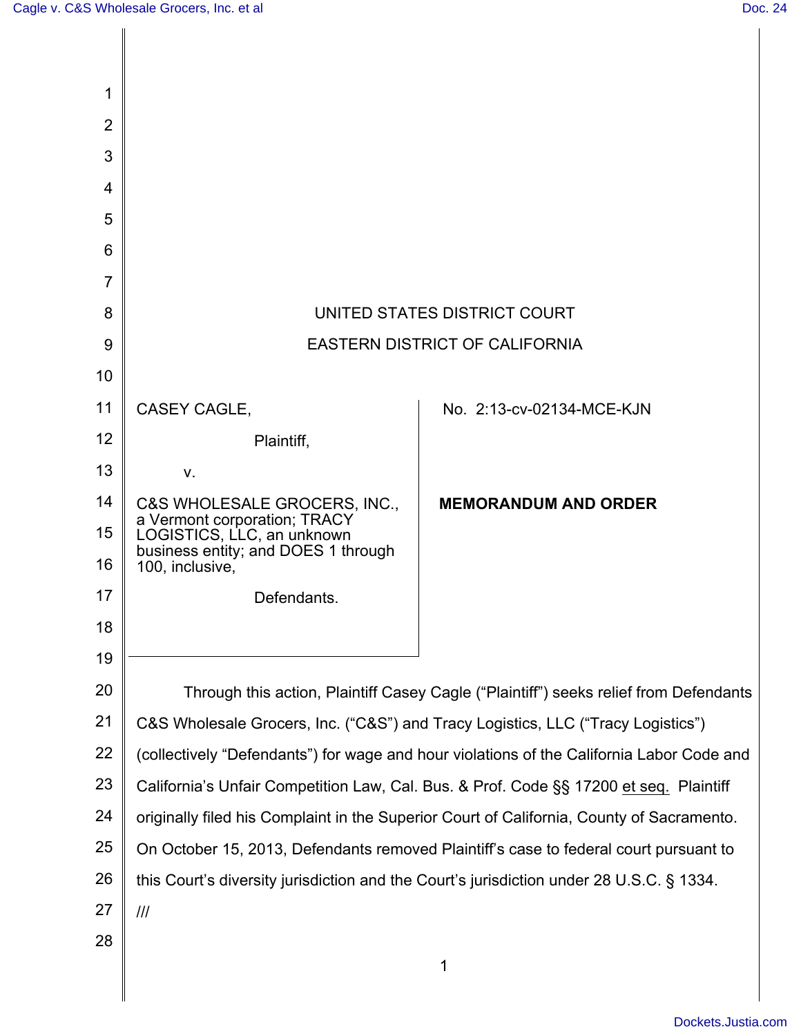UNITED STATES DISTRICT COURT

EASTERN DISTRICT OF CALIFORNIA

| | |
|---|---|
| CASEY CAGLE,<br><br>Plaintiff,<br><br>v.<br><br>C&S WHOLESALE GROCERS, INC., a Vermont corporation; TRACY LOGISTICS, LLC, an unknown business entity; and DOES 1 through 100, inclusive,<br><br>Defendants. | No. 2:13-cv-02134-MCE-KJN<br><br>**MEMORANDUM AND ORDER** |

Through this action, Plaintiff Casey Cagle ("Plaintiff") seeks relief from Defendants C&S Wholesale Grocers, Inc. ("C&S") and Tracy Logistics, LLC ("Tracy Logistics") (collectively "Defendants") for wage and hour violations of the California Labor Code and California's Unfair Competition Law, Cal. Bus. & Prof. Code §§ 17200 et seq. Plaintiff originally filed his Complaint in the Superior Court of California, County of Sacramento. On October 15, 2013, Defendants removed Plaintiff's case to federal court pursuant to this Court's diversity jurisdiction and the Court's jurisdiction under 28 U.S.C. § 1334.

///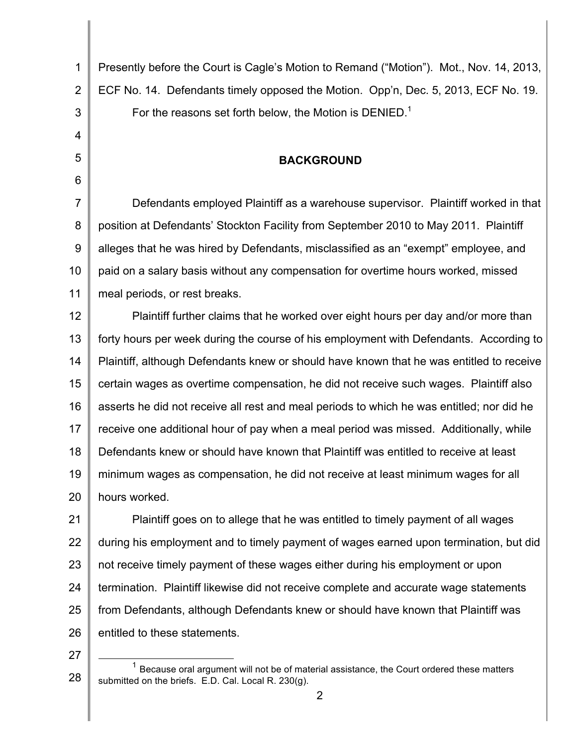Presently before the Court is Cagle's Motion to Remand ("Motion"). Mot., Nov. 14, 2013, ECF No. 14. Defendants timely opposed the Motion. Opp'n, Dec. 5, 2013, ECF No. 19.

For the reasons set forth below, the Motion is DENIED.[1]

## BACKGROUND

Defendants employed Plaintiff as a warehouse supervisor. Plaintiff worked in that position at Defendants' Stockton Facility from September 2010 to May 2011. Plaintiff alleges that he was hired by Defendants, misclassified as an "exempt" employee, and paid on a salary basis without any compensation for overtime hours worked, missed meal periods, or rest breaks.

Plaintiff further claims that he worked over eight hours per day and/or more than forty hours per week during the course of his employment with Defendants. According to Plaintiff, although Defendants knew or should have known that he was entitled to receive certain wages as overtime compensation, he did not receive such wages. Plaintiff also asserts he did not receive all rest and meal periods to which he was entitled; nor did he receive one additional hour of pay when a meal period was missed. Additionally, while Defendants knew or should have known that Plaintiff was entitled to receive at least minimum wages as compensation, he did not receive at least minimum wages for all hours worked.

Plaintiff goes on to allege that he was entitled to timely payment of all wages during his employment and to timely payment of wages earned upon termination, but did not receive timely payment of these wages either during his employment or upon termination. Plaintiff likewise did not receive complete and accurate wage statements from Defendants, although Defendants knew or should have known that Plaintiff was entitled to these statements.

[1] Because oral argument will not be of material assistance, the Court ordered these matters submitted on the briefs. E.D. Cal. Local R. 230(g).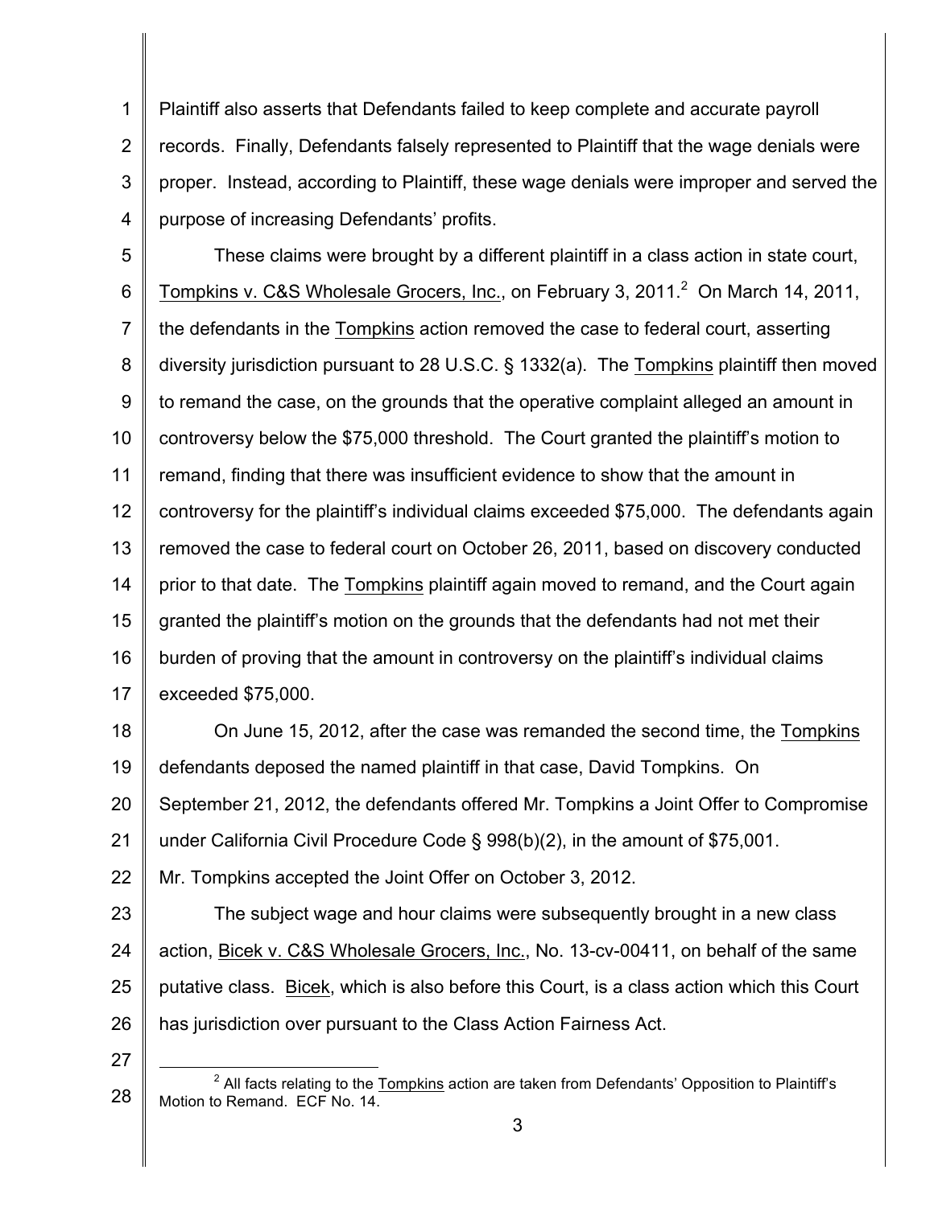Plaintiff also asserts that Defendants failed to keep complete and accurate payroll records. Finally, Defendants falsely represented to Plaintiff that the wage denials were proper. Instead, according to Plaintiff, these wage denials were improper and served the purpose of increasing Defendants' profits.

These claims were brought by a different plaintiff in a class action in state court, Tompkins v. C&S Wholesale Grocers, Inc., on February 3, 2011.[2] On March 14, 2011, the defendants in the Tompkins action removed the case to federal court, asserting diversity jurisdiction pursuant to 28 U.S.C. § 1332(a). The Tompkins plaintiff then moved to remand the case, on the grounds that the operative complaint alleged an amount in controversy below the $75,000 threshold. The Court granted the plaintiff's motion to remand, finding that there was insufficient evidence to show that the amount in controversy for the plaintiff's individual claims exceeded $75,000. The defendants again removed the case to federal court on October 26, 2011, based on discovery conducted prior to that date. The Tompkins plaintiff again moved to remand, and the Court again granted the plaintiff's motion on the grounds that the defendants had not met their burden of proving that the amount in controversy on the plaintiff's individual claims exceeded $75,000.

On June 15, 2012, after the case was remanded the second time, the Tompkins defendants deposed the named plaintiff in that case, David Tompkins. On September 21, 2012, the defendants offered Mr. Tompkins a Joint Offer to Compromise under California Civil Procedure Code § 998(b)(2), in the amount of $75,001. Mr. Tompkins accepted the Joint Offer on October 3, 2012.

The subject wage and hour claims were subsequently brought in a new class action, Bicek v. C&S Wholesale Grocers, Inc., No. 13-cv-00411, on behalf of the same putative class. Bicek, which is also before this Court, is a class action which this Court has jurisdiction over pursuant to the Class Action Fairness Act.

[2] All facts relating to the Tompkins action are taken from Defendants' Opposition to Plaintiff's Motion to Remand. ECF No. 14.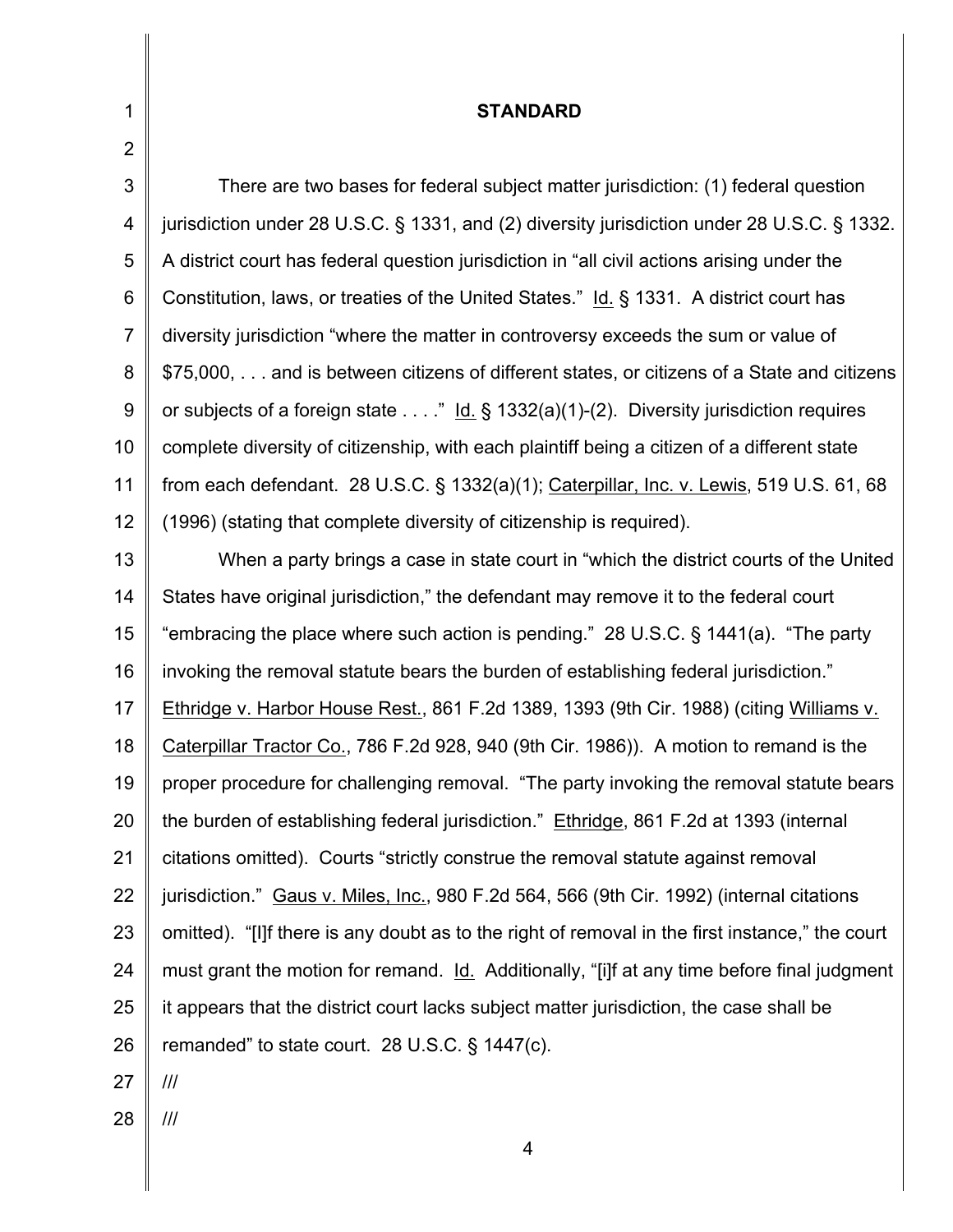## STANDARD

There are two bases for federal subject matter jurisdiction: (1) federal question jurisdiction under 28 U.S.C. § 1331, and (2) diversity jurisdiction under 28 U.S.C. § 1332. A district court has federal question jurisdiction in "all civil actions arising under the Constitution, laws, or treaties of the United States." Id. § 1331. A district court has diversity jurisdiction "where the matter in controversy exceeds the sum or value of $75,000, . . . and is between citizens of different states, or citizens of a State and citizens or subjects of a foreign state . . . ." Id. § 1332(a)(1)-(2). Diversity jurisdiction requires complete diversity of citizenship, with each plaintiff being a citizen of a different state from each defendant. 28 U.S.C. § 1332(a)(1); Caterpillar, Inc. v. Lewis, 519 U.S. 61, 68 (1996) (stating that complete diversity of citizenship is required).

When a party brings a case in state court in "which the district courts of the United States have original jurisdiction," the defendant may remove it to the federal court "embracing the place where such action is pending." 28 U.S.C. § 1441(a). "The party invoking the removal statute bears the burden of establishing federal jurisdiction." Ethridge v. Harbor House Rest., 861 F.2d 1389, 1393 (9th Cir. 1988) (citing Williams v. Caterpillar Tractor Co., 786 F.2d 928, 940 (9th Cir. 1986)). A motion to remand is the proper procedure for challenging removal. "The party invoking the removal statute bears the burden of establishing federal jurisdiction." Ethridge, 861 F.2d at 1393 (internal citations omitted). Courts "strictly construe the removal statute against removal jurisdiction." Gaus v. Miles, Inc., 980 F.2d 564, 566 (9th Cir. 1992) (internal citations omitted). "[I]f there is any doubt as to the right of removal in the first instance," the court must grant the motion for remand. Id. Additionally, "[i]f at any time before final judgment it appears that the district court lacks subject matter jurisdiction, the case shall be remanded" to state court. 28 U.S.C. § 1447(c).

///

///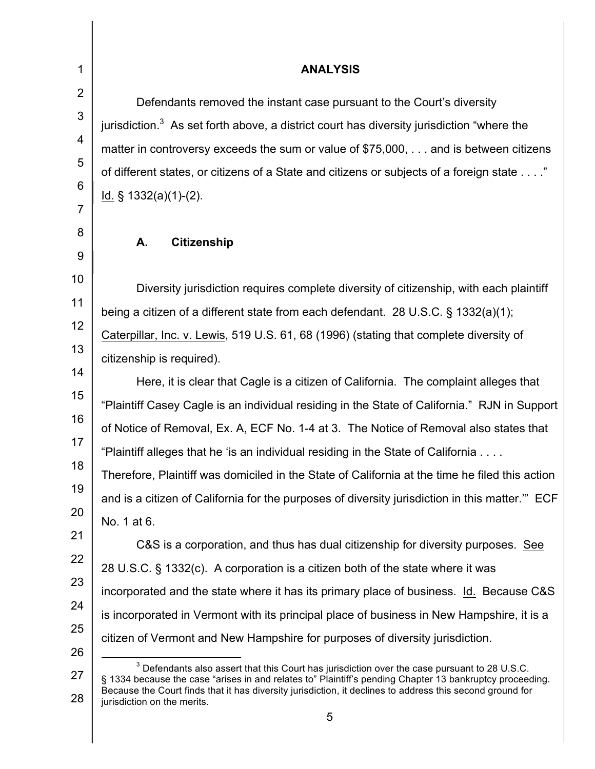## ANALYSIS

Defendants removed the instant case pursuant to the Court's diversity jurisdiction.[3] As set forth above, a district court has diversity jurisdiction "where the matter in controversy exceeds the sum or value of $75,000, . . . and is between citizens of different states, or citizens of a State and citizens or subjects of a foreign state . . . ." Id. § 1332(a)(1)-(2).

### A. Citizenship

Diversity jurisdiction requires complete diversity of citizenship, with each plaintiff being a citizen of a different state from each defendant. 28 U.S.C. § 1332(a)(1); Caterpillar, Inc. v. Lewis, 519 U.S. 61, 68 (1996) (stating that complete diversity of citizenship is required).

Here, it is clear that Cagle is a citizen of California. The complaint alleges that "Plaintiff Casey Cagle is an individual residing in the State of California." RJN in Support of Notice of Removal, Ex. A, ECF No. 1-4 at 3. The Notice of Removal also states that "Plaintiff alleges that he 'is an individual residing in the State of California . . . . Therefore, Plaintiff was domiciled in the State of California at the time he filed this action and is a citizen of California for the purposes of diversity jurisdiction in this matter.'" ECF No. 1 at 6.

C&S is a corporation, and thus has dual citizenship for diversity purposes. See 28 U.S.C. § 1332(c). A corporation is a citizen both of the state where it was incorporated and the state where it has its primary place of business. Id. Because C&S is incorporated in Vermont with its principal place of business in New Hampshire, it is a citizen of Vermont and New Hampshire for purposes of diversity jurisdiction.

---

[3] Defendants also assert that this Court has jurisdiction over the case pursuant to 28 U.S.C. § 1334 because the case "arises in and relates to" Plaintiff's pending Chapter 13 bankruptcy proceeding. Because the Court finds that it has diversity jurisdiction, it declines to address this second ground for jurisdiction on the merits.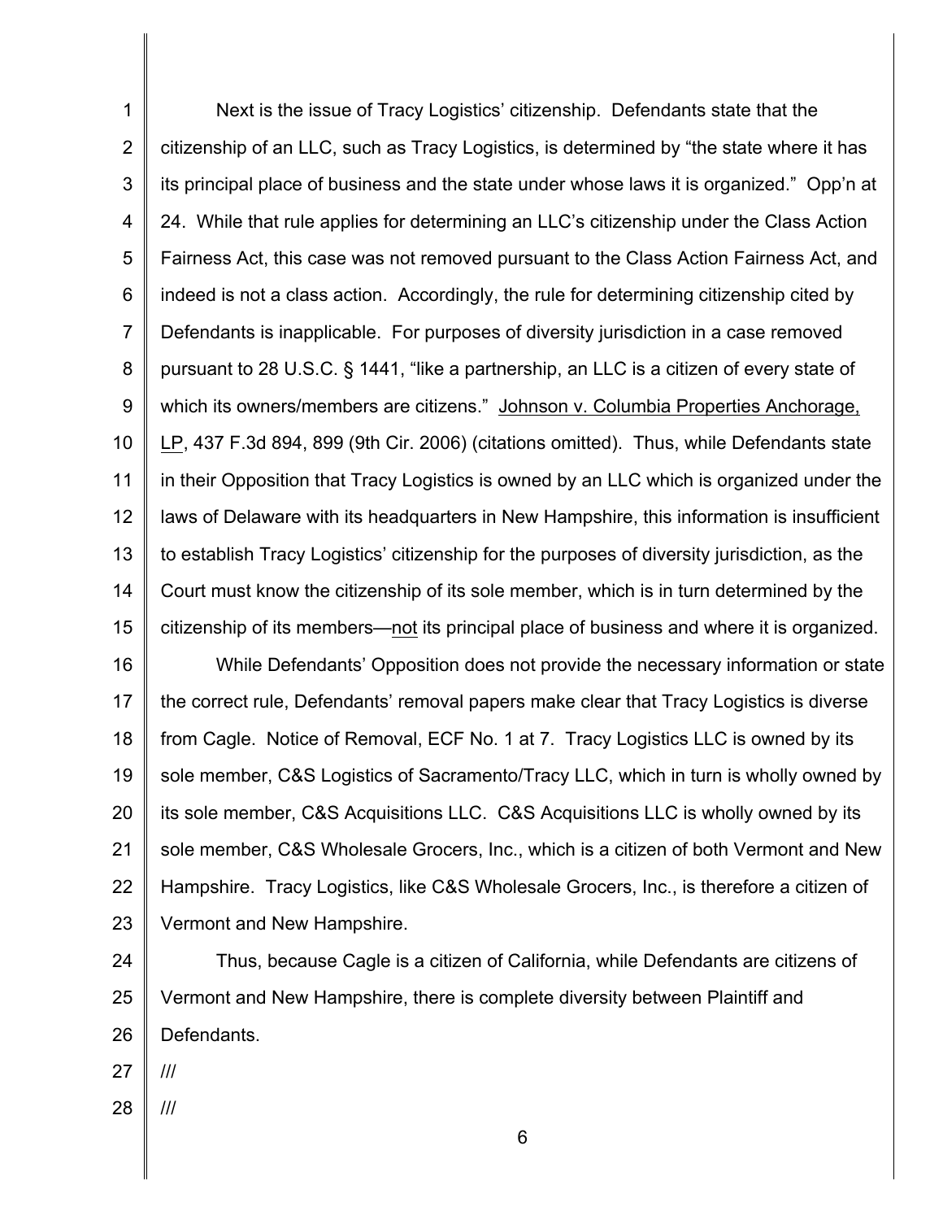Next is the issue of Tracy Logistics' citizenship. Defendants state that the citizenship of an LLC, such as Tracy Logistics, is determined by "the state where it has its principal place of business and the state under whose laws it is organized." Opp'n at 24. While that rule applies for determining an LLC's citizenship under the Class Action Fairness Act, this case was not removed pursuant to the Class Action Fairness Act, and indeed is not a class action. Accordingly, the rule for determining citizenship cited by Defendants is inapplicable. For purposes of diversity jurisdiction in a case removed pursuant to 28 U.S.C. § 1441, "like a partnership, an LLC is a citizen of every state of which its owners/members are citizens." Johnson v. Columbia Properties Anchorage, LP, 437 F.3d 894, 899 (9th Cir. 2006) (citations omitted). Thus, while Defendants state in their Opposition that Tracy Logistics is owned by an LLC which is organized under the laws of Delaware with its headquarters in New Hampshire, this information is insufficient to establish Tracy Logistics' citizenship for the purposes of diversity jurisdiction, as the Court must know the citizenship of its sole member, which is in turn determined by the citizenship of its members—not its principal place of business and where it is organized.

While Defendants' Opposition does not provide the necessary information or state the correct rule, Defendants' removal papers make clear that Tracy Logistics is diverse from Cagle. Notice of Removal, ECF No. 1 at 7. Tracy Logistics LLC is owned by its sole member, C&S Logistics of Sacramento/Tracy LLC, which in turn is wholly owned by its sole member, C&S Acquisitions LLC. C&S Acquisitions LLC is wholly owned by its sole member, C&S Wholesale Grocers, Inc., which is a citizen of both Vermont and New Hampshire. Tracy Logistics, like C&S Wholesale Grocers, Inc., is therefore a citizen of Vermont and New Hampshire.

Thus, because Cagle is a citizen of California, while Defendants are citizens of Vermont and New Hampshire, there is complete diversity between Plaintiff and Defendants.

///

///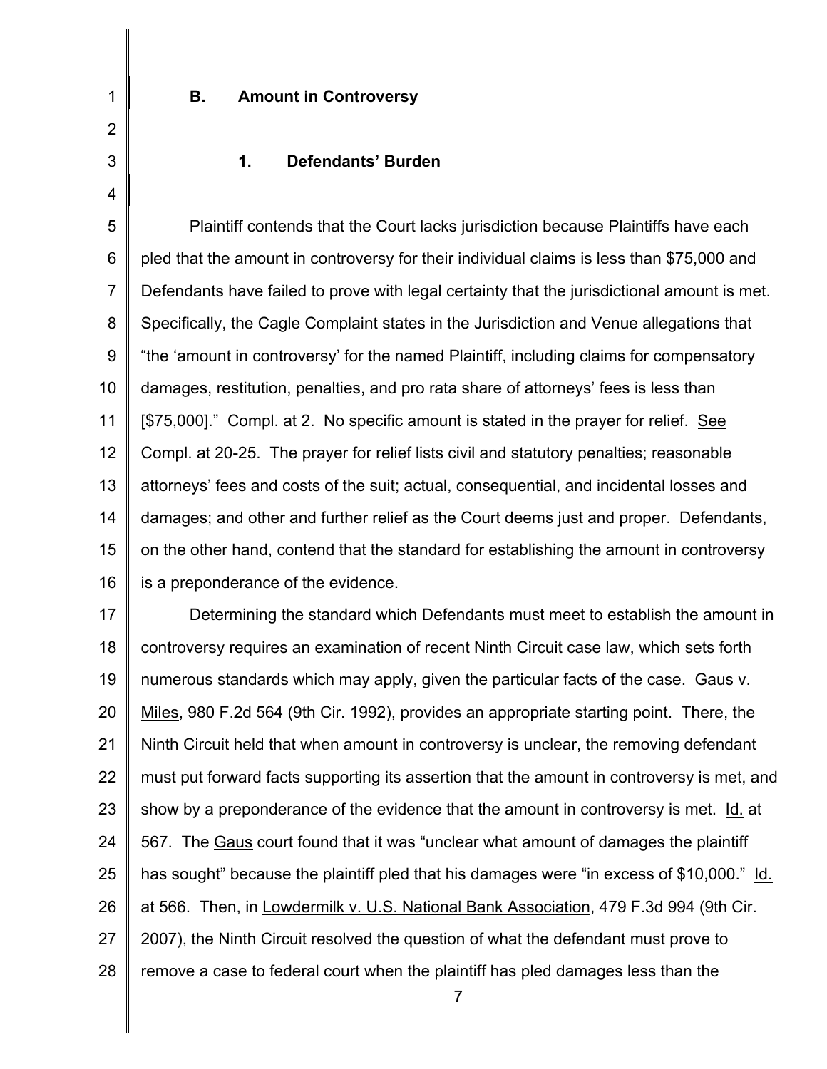### B. Amount in Controversy

#### 1. Defendants' Burden

Plaintiff contends that the Court lacks jurisdiction because Plaintiffs have each pled that the amount in controversy for their individual claims is less than $75,000 and Defendants have failed to prove with legal certainty that the jurisdictional amount is met. Specifically, the Cagle Complaint states in the Jurisdiction and Venue allegations that "the 'amount in controversy' for the named Plaintiff, including claims for compensatory damages, restitution, penalties, and pro rata share of attorneys' fees is less than [$75,000]." Compl. at 2. No specific amount is stated in the prayer for relief. See Compl. at 20-25. The prayer for relief lists civil and statutory penalties; reasonable attorneys' fees and costs of the suit; actual, consequential, and incidental losses and damages; and other and further relief as the Court deems just and proper. Defendants, on the other hand, contend that the standard for establishing the amount in controversy is a preponderance of the evidence.

Determining the standard which Defendants must meet to establish the amount in controversy requires an examination of recent Ninth Circuit case law, which sets forth numerous standards which may apply, given the particular facts of the case. Gaus v. Miles, 980 F.2d 564 (9th Cir. 1992), provides an appropriate starting point. There, the Ninth Circuit held that when amount in controversy is unclear, the removing defendant must put forward facts supporting its assertion that the amount in controversy is met, and show by a preponderance of the evidence that the amount in controversy is met. Id. at 567. The Gaus court found that it was "unclear what amount of damages the plaintiff has sought" because the plaintiff pled that his damages were "in excess of $10,000." Id. at 566. Then, in Lowdermilk v. U.S. National Bank Association, 479 F.3d 994 (9th Cir. 2007), the Ninth Circuit resolved the question of what the defendant must prove to remove a case to federal court when the plaintiff has pled damages less than the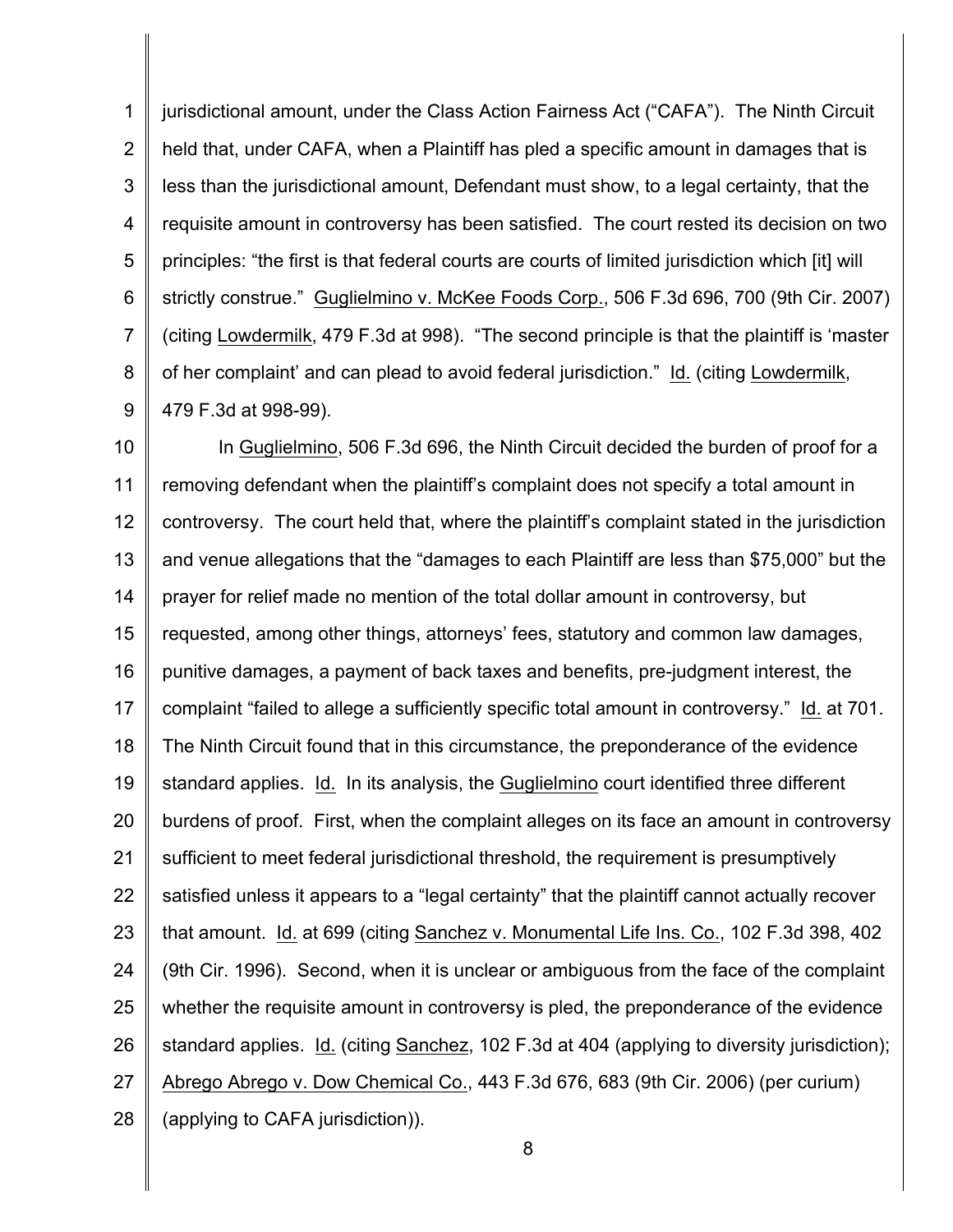jurisdictional amount, under the Class Action Fairness Act ("CAFA"). The Ninth Circuit held that, under CAFA, when a Plaintiff has pled a specific amount in damages that is less than the jurisdictional amount, Defendant must show, to a legal certainty, that the requisite amount in controversy has been satisfied. The court rested its decision on two principles: "the first is that federal courts are courts of limited jurisdiction which [it] will strictly construe." Guglielmino v. McKee Foods Corp., 506 F.3d 696, 700 (9th Cir. 2007) (citing Lowdermilk, 479 F.3d at 998). "The second principle is that the plaintiff is 'master of her complaint' and can plead to avoid federal jurisdiction." Id. (citing Lowdermilk, 479 F.3d at 998-99).

In Guglielmino, 506 F.3d 696, the Ninth Circuit decided the burden of proof for a removing defendant when the plaintiff's complaint does not specify a total amount in controversy. The court held that, where the plaintiff's complaint stated in the jurisdiction and venue allegations that the "damages to each Plaintiff are less than $75,000" but the prayer for relief made no mention of the total dollar amount in controversy, but requested, among other things, attorneys' fees, statutory and common law damages, punitive damages, a payment of back taxes and benefits, pre-judgment interest, the complaint "failed to allege a sufficiently specific total amount in controversy." Id. at 701. The Ninth Circuit found that in this circumstance, the preponderance of the evidence standard applies. Id. In its analysis, the Guglielmino court identified three different burdens of proof. First, when the complaint alleges on its face an amount in controversy sufficient to meet federal jurisdictional threshold, the requirement is presumptively satisfied unless it appears to a "legal certainty" that the plaintiff cannot actually recover that amount. Id. at 699 (citing Sanchez v. Monumental Life Ins. Co., 102 F.3d 398, 402 (9th Cir. 1996). Second, when it is unclear or ambiguous from the face of the complaint whether the requisite amount in controversy is pled, the preponderance of the evidence standard applies. Id. (citing Sanchez, 102 F.3d at 404 (applying to diversity jurisdiction); Abrego Abrego v. Dow Chemical Co., 443 F.3d 676, 683 (9th Cir. 2006) (per curium) (applying to CAFA jurisdiction)).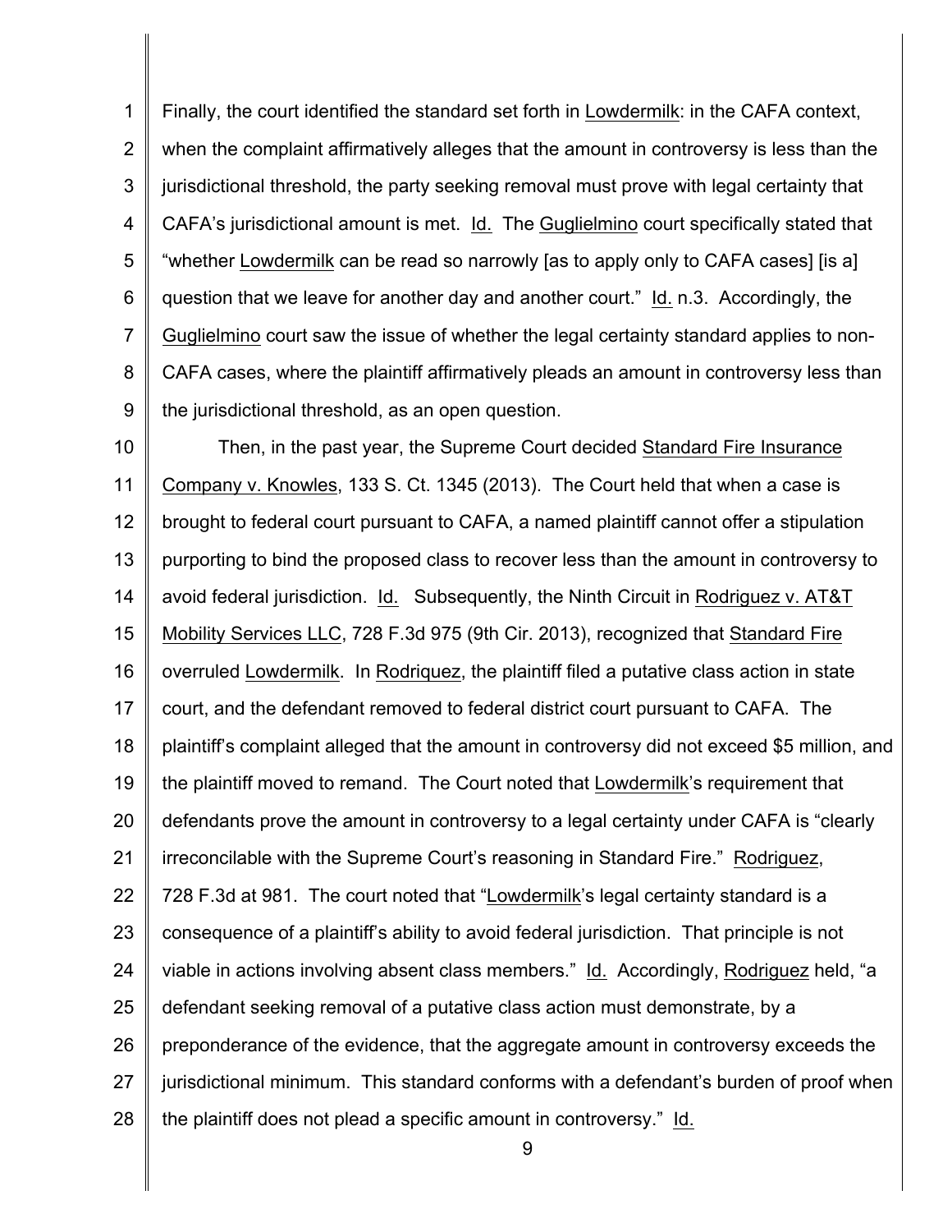Finally, the court identified the standard set forth in Lowdermilk: in the CAFA context, when the complaint affirmatively alleges that the amount in controversy is less than the jurisdictional threshold, the party seeking removal must prove with legal certainty that CAFA's jurisdictional amount is met. Id. The Guglielmino court specifically stated that "whether Lowdermilk can be read so narrowly [as to apply only to CAFA cases] [is a] question that we leave for another day and another court." Id. n.3. Accordingly, the Guglielmino court saw the issue of whether the legal certainty standard applies to non-CAFA cases, where the plaintiff affirmatively pleads an amount in controversy less than the jurisdictional threshold, as an open question.

Then, in the past year, the Supreme Court decided Standard Fire Insurance Company v. Knowles, 133 S. Ct. 1345 (2013). The Court held that when a case is brought to federal court pursuant to CAFA, a named plaintiff cannot offer a stipulation purporting to bind the proposed class to recover less than the amount in controversy to avoid federal jurisdiction. Id. Subsequently, the Ninth Circuit in Rodriguez v. AT&T Mobility Services LLC, 728 F.3d 975 (9th Cir. 2013), recognized that Standard Fire overruled Lowdermilk. In Rodriquez, the plaintiff filed a putative class action in state court, and the defendant removed to federal district court pursuant to CAFA. The plaintiff's complaint alleged that the amount in controversy did not exceed $5 million, and the plaintiff moved to remand. The Court noted that Lowdermilk's requirement that defendants prove the amount in controversy to a legal certainty under CAFA is "clearly irreconcilable with the Supreme Court's reasoning in Standard Fire." Rodriguez, 728 F.3d at 981. The court noted that "Lowdermilk's legal certainty standard is a consequence of a plaintiff's ability to avoid federal jurisdiction. That principle is not viable in actions involving absent class members." Id. Accordingly, Rodriguez held, "a defendant seeking removal of a putative class action must demonstrate, by a preponderance of the evidence, that the aggregate amount in controversy exceeds the jurisdictional minimum. This standard conforms with a defendant's burden of proof when the plaintiff does not plead a specific amount in controversy." Id.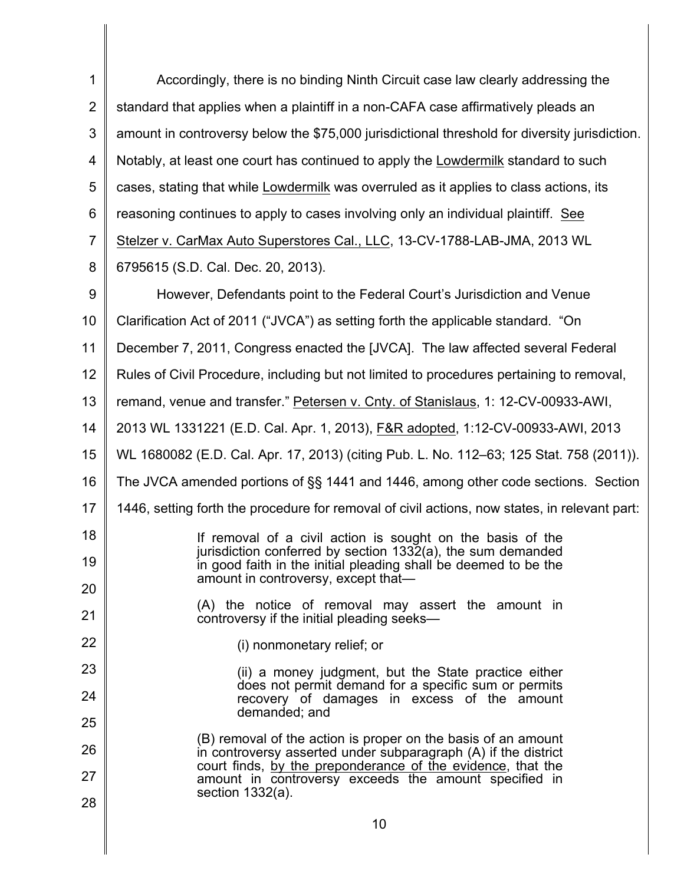Accordingly, there is no binding Ninth Circuit case law clearly addressing the standard that applies when a plaintiff in a non-CAFA case affirmatively pleads an amount in controversy below the $75,000 jurisdictional threshold for diversity jurisdiction. Notably, at least one court has continued to apply the Lowdermilk standard to such cases, stating that while Lowdermilk was overruled as it applies to class actions, its reasoning continues to apply to cases involving only an individual plaintiff. See Stelzer v. CarMax Auto Superstores Cal., LLC, 13-CV-1788-LAB-JMA, 2013 WL 6795615 (S.D. Cal. Dec. 20, 2013).

However, Defendants point to the Federal Court's Jurisdiction and Venue Clarification Act of 2011 ("JVCA") as setting forth the applicable standard. "On December 7, 2011, Congress enacted the [JVCA]. The law affected several Federal Rules of Civil Procedure, including but not limited to procedures pertaining to removal, remand, venue and transfer." Petersen v. Cnty. of Stanislaus, 1: 12-CV-00933-AWI, 2013 WL 1331221 (E.D. Cal. Apr. 1, 2013), F&R adopted, 1:12-CV-00933-AWI, 2013 WL 1680082 (E.D. Cal. Apr. 17, 2013) (citing Pub. L. No. 112–63; 125 Stat. 758 (2011)). The JVCA amended portions of §§ 1441 and 1446, among other code sections. Section 1446, setting forth the procedure for removal of civil actions, now states, in relevant part:

> If removal of a civil action is sought on the basis of the jurisdiction conferred by section 1332(a), the sum demanded in good faith in the initial pleading shall be deemed to be the amount in controversy, except that—
>
> (A) the notice of removal may assert the amount in controversy if the initial pleading seeks—
>
> > (i) nonmonetary relief; or
> >
> > (ii) a money judgment, but the State practice either does not permit demand for a specific sum or permits recovery of damages in excess of the amount demanded; and
>
> (B) removal of the action is proper on the basis of an amount in controversy asserted under subparagraph (A) if the district court finds, by the preponderance of the evidence, that the amount in controversy exceeds the amount specified in section 1332(a).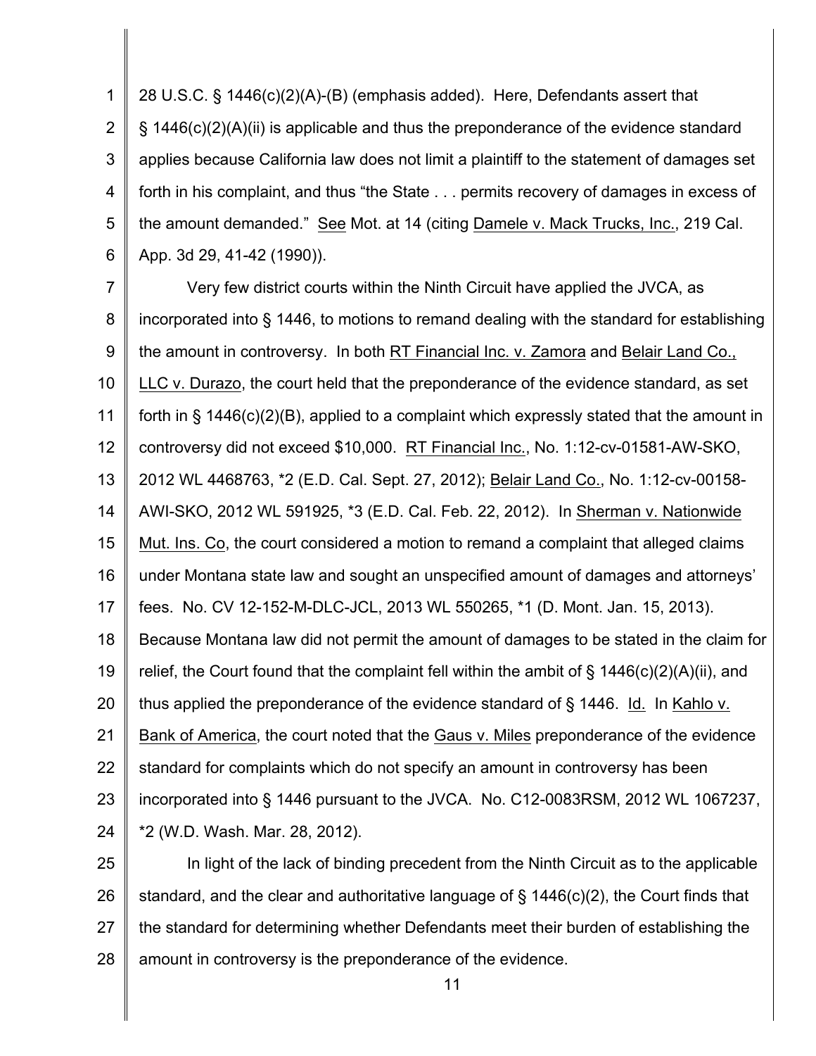28 U.S.C. § 1446(c)(2)(A)-(B) (emphasis added). Here, Defendants assert that § 1446(c)(2)(A)(ii) is applicable and thus the preponderance of the evidence standard applies because California law does not limit a plaintiff to the statement of damages set forth in his complaint, and thus "the State . . . permits recovery of damages in excess of the amount demanded." See Mot. at 14 (citing Damele v. Mack Trucks, Inc., 219 Cal. App. 3d 29, 41-42 (1990)).

Very few district courts within the Ninth Circuit have applied the JVCA, as incorporated into § 1446, to motions to remand dealing with the standard for establishing the amount in controversy. In both RT Financial Inc. v. Zamora and Belair Land Co., LLC v. Durazo, the court held that the preponderance of the evidence standard, as set forth in § 1446(c)(2)(B), applied to a complaint which expressly stated that the amount in controversy did not exceed $10,000. RT Financial Inc., No. 1:12-cv-01581-AW-SKO, 2012 WL 4468763, *2 (E.D. Cal. Sept. 27, 2012); Belair Land Co., No. 1:12-cv-00158-AWI-SKO, 2012 WL 591925, *3 (E.D. Cal. Feb. 22, 2012). In Sherman v. Nationwide Mut. Ins. Co, the court considered a motion to remand a complaint that alleged claims under Montana state law and sought an unspecified amount of damages and attorneys' fees. No. CV 12-152-M-DLC-JCL, 2013 WL 550265, *1 (D. Mont. Jan. 15, 2013). Because Montana law did not permit the amount of damages to be stated in the claim for relief, the Court found that the complaint fell within the ambit of § 1446(c)(2)(A)(ii), and thus applied the preponderance of the evidence standard of § 1446. Id. In Kahlo v. Bank of America, the court noted that the Gaus v. Miles preponderance of the evidence standard for complaints which do not specify an amount in controversy has been incorporated into § 1446 pursuant to the JVCA. No. C12-0083RSM, 2012 WL 1067237, *2 (W.D. Wash. Mar. 28, 2012).

In light of the lack of binding precedent from the Ninth Circuit as to the applicable standard, and the clear and authoritative language of § 1446(c)(2), the Court finds that the standard for determining whether Defendants meet their burden of establishing the amount in controversy is the preponderance of the evidence.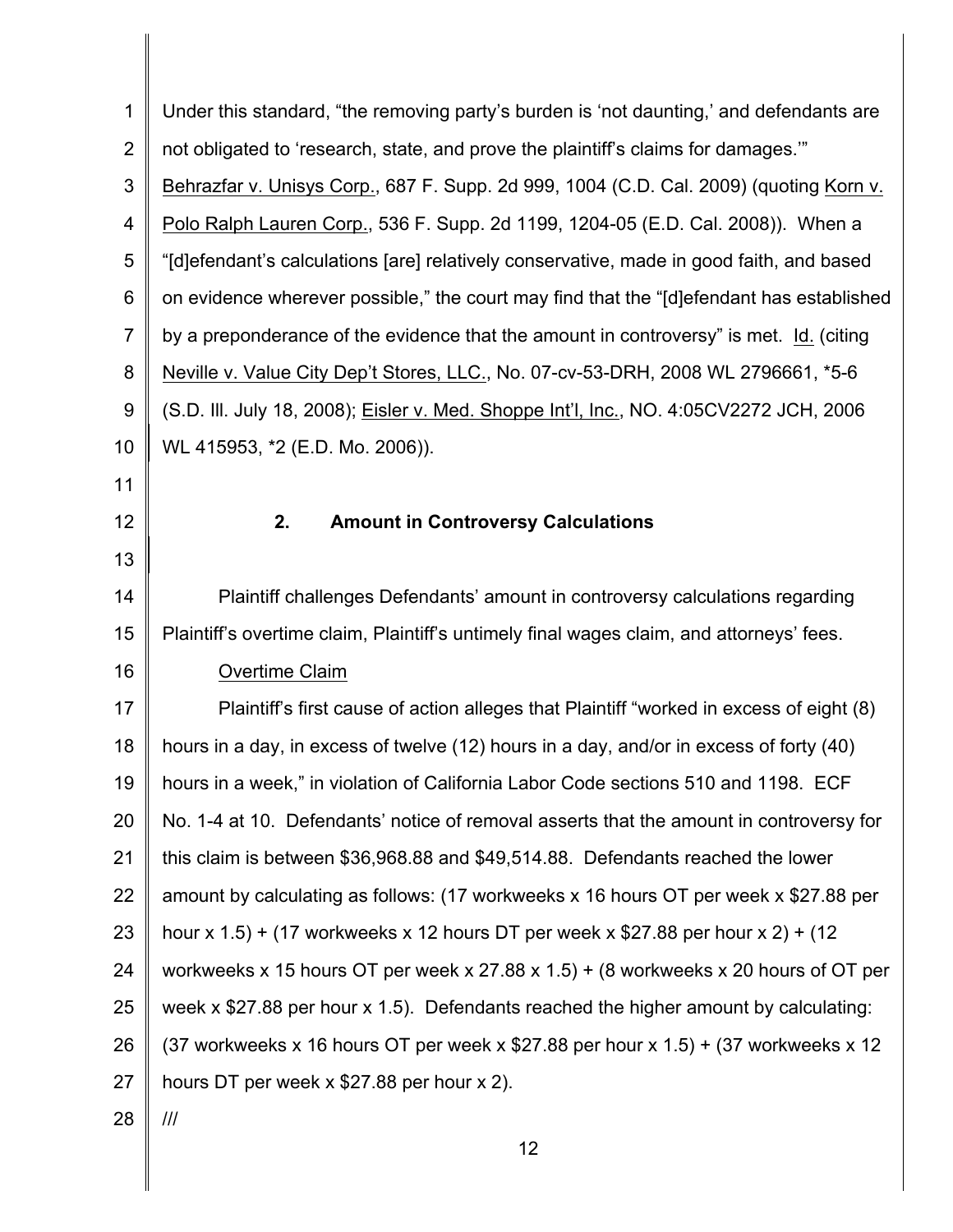Under this standard, "the removing party's burden is 'not daunting,' and defendants are not obligated to 'research, state, and prove the plaintiff's claims for damages.'" Behrazfar v. Unisys Corp., 687 F. Supp. 2d 999, 1004 (C.D. Cal. 2009) (quoting Korn v. Polo Ralph Lauren Corp., 536 F. Supp. 2d 1199, 1204-05 (E.D. Cal. 2008)). When a "[d]efendant's calculations [are] relatively conservative, made in good faith, and based on evidence wherever possible," the court may find that the "[d]efendant has established by a preponderance of the evidence that the amount in controversy" is met. Id. (citing Neville v. Value City Dep't Stores, LLC., No. 07-cv-53-DRH, 2008 WL 2796661, *5-6 (S.D. Ill. July 18, 2008); Eisler v. Med. Shoppe Int'l, Inc., NO. 4:05CV2272 JCH, 2006 WL 415953, *2 (E.D. Mo. 2006)).

### 2. Amount in Controversy Calculations

Plaintiff challenges Defendants' amount in controversy calculations regarding Plaintiff's overtime claim, Plaintiff's untimely final wages claim, and attorneys' fees.

Overtime Claim

Plaintiff's first cause of action alleges that Plaintiff "worked in excess of eight (8) hours in a day, in excess of twelve (12) hours in a day, and/or in excess of forty (40) hours in a week," in violation of California Labor Code sections 510 and 1198. ECF No. 1-4 at 10. Defendants' notice of removal asserts that the amount in controversy for this claim is between $36,968.88 and $49,514.88. Defendants reached the lower amount by calculating as follows: (17 workweeks x 16 hours OT per week x $27.88 per hour x 1.5) + (17 workweeks x 12 hours DT per week x $27.88 per hour x 2) + (12 workweeks x 15 hours OT per week x 27.88 x 1.5) + (8 workweeks x 20 hours of OT per week x $27.88 per hour x 1.5). Defendants reached the higher amount by calculating: (37 workweeks x 16 hours OT per week x $27.88 per hour x 1.5) + (37 workweeks x 12 hours DT per week x $27.88 per hour x 2).

///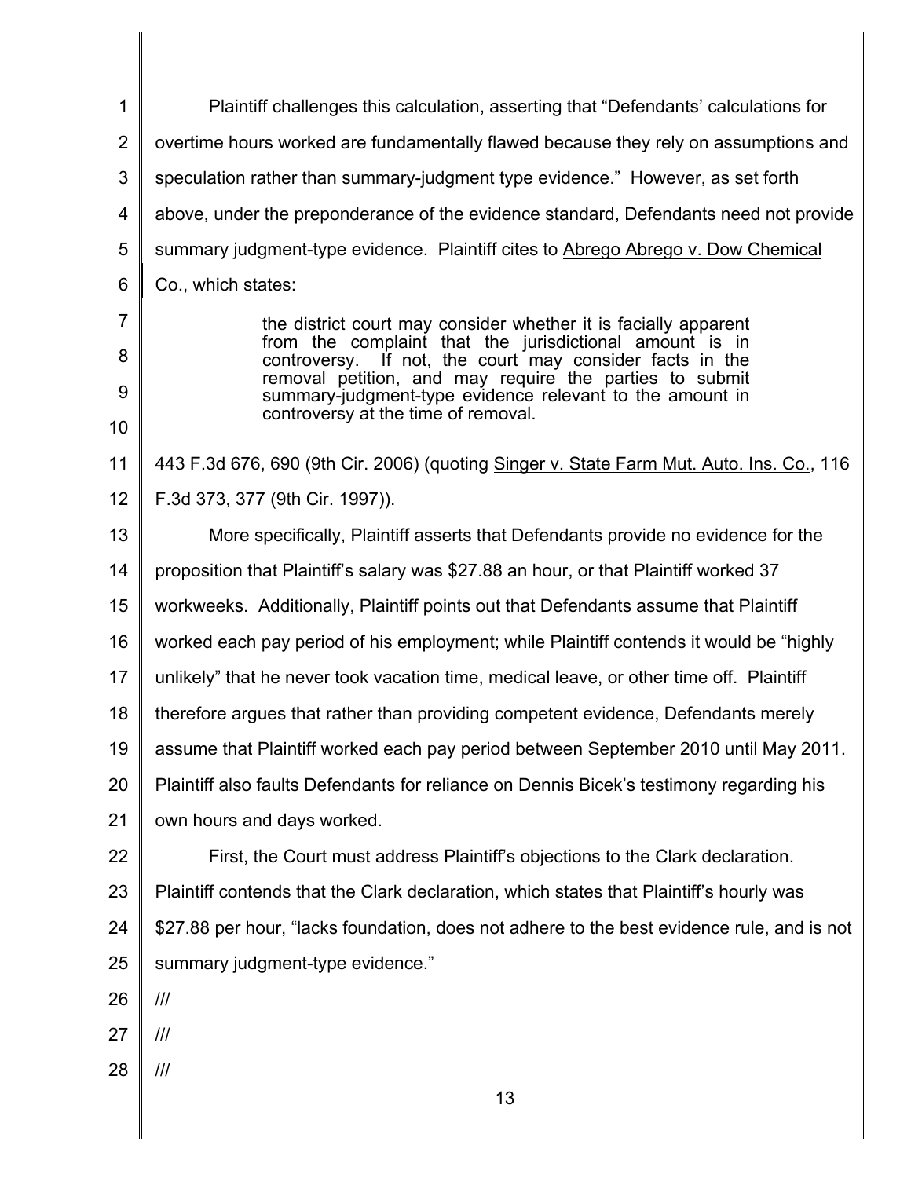Plaintiff challenges this calculation, asserting that "Defendants' calculations for overtime hours worked are fundamentally flawed because they rely on assumptions and speculation rather than summary-judgment type evidence." However, as set forth above, under the preponderance of the evidence standard, Defendants need not provide summary judgment-type evidence. Plaintiff cites to Abrego Abrego v. Dow Chemical Co., which states:

> the district court may consider whether it is facially apparent from the complaint that the jurisdictional amount is in controversy. If not, the court may consider facts in the removal petition, and may require the parties to submit summary-judgment-type evidence relevant to the amount in controversy at the time of removal.

443 F.3d 676, 690 (9th Cir. 2006) (quoting Singer v. State Farm Mut. Auto. Ins. Co., 116 F.3d 373, 377 (9th Cir. 1997)).

More specifically, Plaintiff asserts that Defendants provide no evidence for the proposition that Plaintiff's salary was $27.88 an hour, or that Plaintiff worked 37 workweeks. Additionally, Plaintiff points out that Defendants assume that Plaintiff worked each pay period of his employment; while Plaintiff contends it would be "highly unlikely" that he never took vacation time, medical leave, or other time off. Plaintiff therefore argues that rather than providing competent evidence, Defendants merely assume that Plaintiff worked each pay period between September 2010 until May 2011. Plaintiff also faults Defendants for reliance on Dennis Bicek's testimony regarding his own hours and days worked.

First, the Court must address Plaintiff's objections to the Clark declaration. Plaintiff contends that the Clark declaration, which states that Plaintiff's hourly was $27.88 per hour, "lacks foundation, does not adhere to the best evidence rule, and is not summary judgment-type evidence."

///

///

///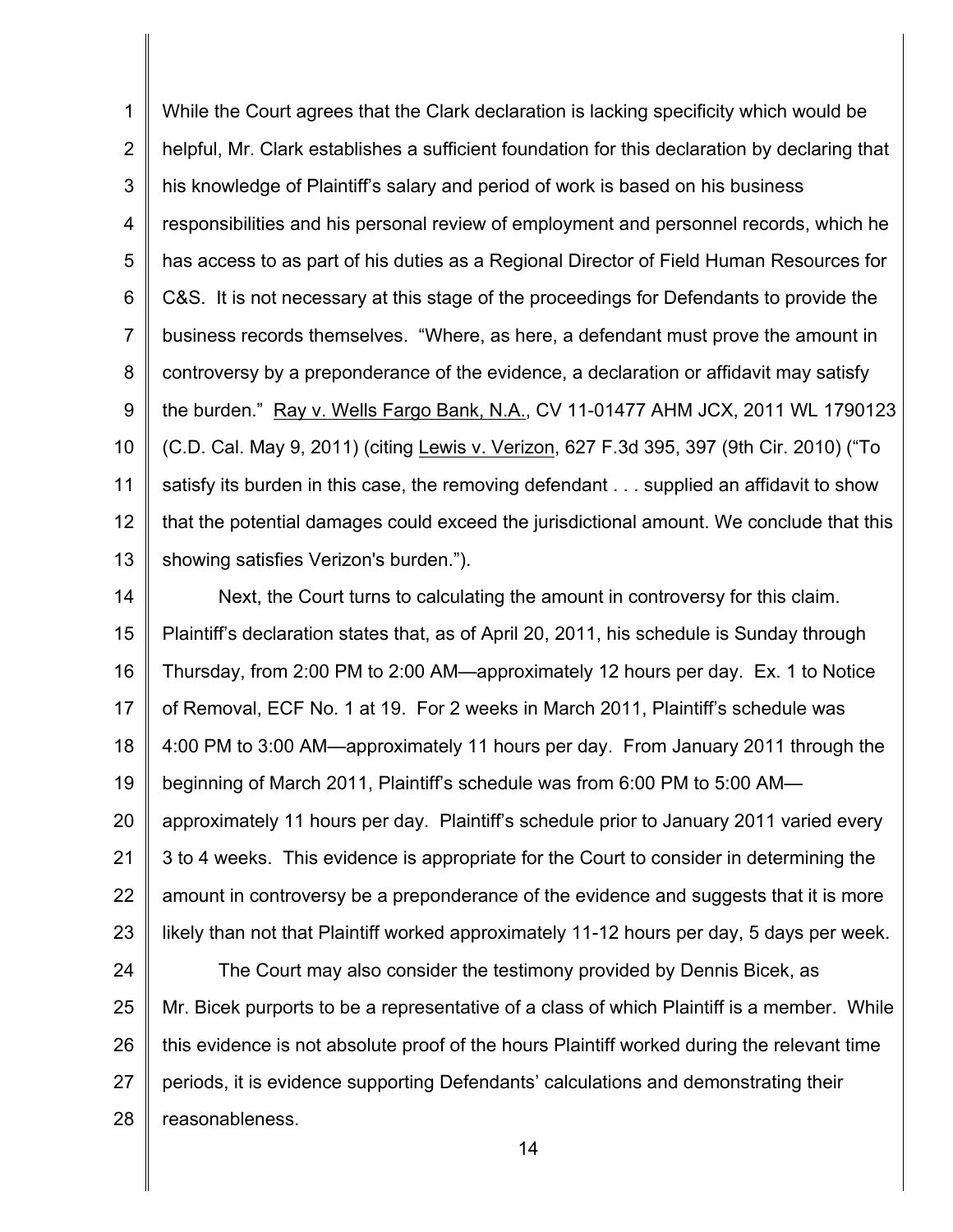While the Court agrees that the Clark declaration is lacking specificity which would be helpful, Mr. Clark establishes a sufficient foundation for this declaration by declaring that his knowledge of Plaintiff's salary and period of work is based on his business responsibilities and his personal review of employment and personnel records, which he has access to as part of his duties as a Regional Director of Field Human Resources for C&S. It is not necessary at this stage of the proceedings for Defendants to provide the business records themselves. "Where, as here, a defendant must prove the amount in controversy by a preponderance of the evidence, a declaration or affidavit may satisfy the burden." Ray v. Wells Fargo Bank, N.A., CV 11-01477 AHM JCX, 2011 WL 1790123 (C.D. Cal. May 9, 2011) (citing Lewis v. Verizon, 627 F.3d 395, 397 (9th Cir. 2010) ("To satisfy its burden in this case, the removing defendant . . . supplied an affidavit to show that the potential damages could exceed the jurisdictional amount. We conclude that this showing satisfies Verizon's burden.").

Next, the Court turns to calculating the amount in controversy for this claim. Plaintiff's declaration states that, as of April 20, 2011, his schedule is Sunday through Thursday, from 2:00 PM to 2:00 AM—approximately 12 hours per day. Ex. 1 to Notice of Removal, ECF No. 1 at 19. For 2 weeks in March 2011, Plaintiff's schedule was 4:00 PM to 3:00 AM—approximately 11 hours per day. From January 2011 through the beginning of March 2011, Plaintiff's schedule was from 6:00 PM to 5:00 AM—approximately 11 hours per day. Plaintiff's schedule prior to January 2011 varied every 3 to 4 weeks. This evidence is appropriate for the Court to consider in determining the amount in controversy be a preponderance of the evidence and suggests that it is more likely than not that Plaintiff worked approximately 11-12 hours per day, 5 days per week.

The Court may also consider the testimony provided by Dennis Bicek, as Mr. Bicek purports to be a representative of a class of which Plaintiff is a member. While this evidence is not absolute proof of the hours Plaintiff worked during the relevant time periods, it is evidence supporting Defendants' calculations and demonstrating their reasonableness.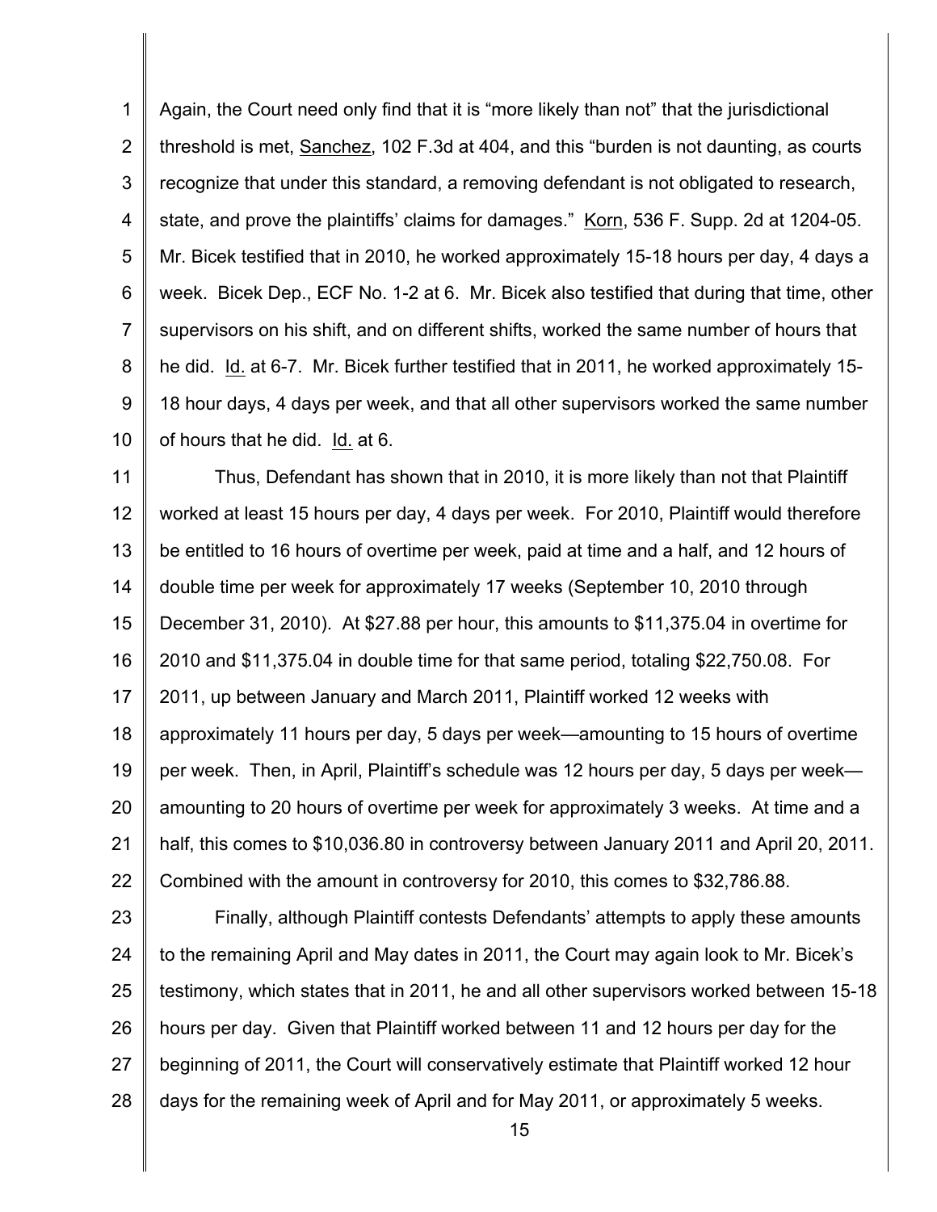Again, the Court need only find that it is "more likely than not" that the jurisdictional threshold is met, Sanchez, 102 F.3d at 404, and this "burden is not daunting, as courts recognize that under this standard, a removing defendant is not obligated to research, state, and prove the plaintiffs' claims for damages." Korn, 536 F. Supp. 2d at 1204-05. Mr. Bicek testified that in 2010, he worked approximately 15-18 hours per day, 4 days a week. Bicek Dep., ECF No. 1-2 at 6. Mr. Bicek also testified that during that time, other supervisors on his shift, and on different shifts, worked the same number of hours that he did. Id. at 6-7. Mr. Bicek further testified that in 2011, he worked approximately 15-18 hour days, 4 days per week, and that all other supervisors worked the same number of hours that he did. Id. at 6.

Thus, Defendant has shown that in 2010, it is more likely than not that Plaintiff worked at least 15 hours per day, 4 days per week. For 2010, Plaintiff would therefore be entitled to 16 hours of overtime per week, paid at time and a half, and 12 hours of double time per week for approximately 17 weeks (September 10, 2010 through December 31, 2010). At $27.88 per hour, this amounts to $11,375.04 in overtime for 2010 and $11,375.04 in double time for that same period, totaling $22,750.08. For 2011, up between January and March 2011, Plaintiff worked 12 weeks with approximately 11 hours per day, 5 days per week—amounting to 15 hours of overtime per week. Then, in April, Plaintiff's schedule was 12 hours per day, 5 days per week—amounting to 20 hours of overtime per week for approximately 3 weeks. At time and a half, this comes to $10,036.80 in controversy between January 2011 and April 20, 2011. Combined with the amount in controversy for 2010, this comes to $32,786.88.

Finally, although Plaintiff contests Defendants' attempts to apply these amounts to the remaining April and May dates in 2011, the Court may again look to Mr. Bicek's testimony, which states that in 2011, he and all other supervisors worked between 15-18 hours per day. Given that Plaintiff worked between 11 and 12 hours per day for the beginning of 2011, the Court will conservatively estimate that Plaintiff worked 12 hour days for the remaining week of April and for May 2011, or approximately 5 weeks.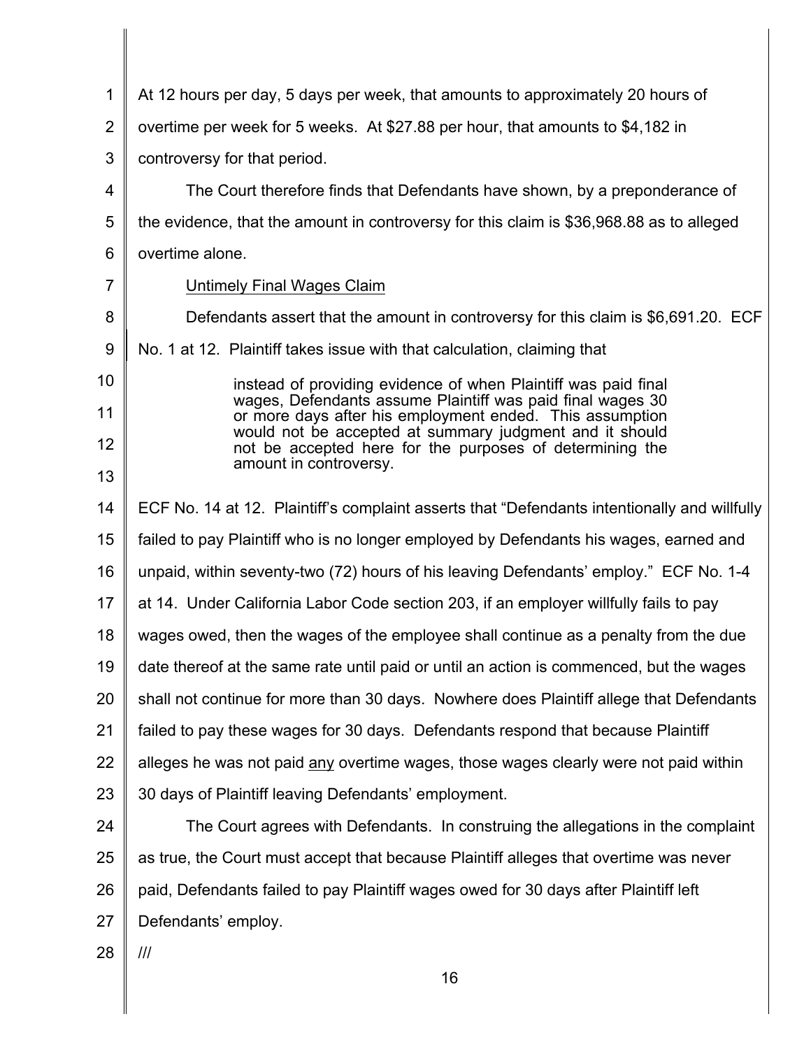At 12 hours per day, 5 days per week, that amounts to approximately 20 hours of overtime per week for 5 weeks. At $27.88 per hour, that amounts to $4,182 in controversy for that period.

The Court therefore finds that Defendants have shown, by a preponderance of the evidence, that the amount in controversy for this claim is $36,968.88 as to alleged overtime alone.

Untimely Final Wages Claim

Defendants assert that the amount in controversy for this claim is $6,691.20. ECF No. 1 at 12. Plaintiff takes issue with that calculation, claiming that

> instead of providing evidence of when Plaintiff was paid final wages, Defendants assume Plaintiff was paid final wages 30 or more days after his employment ended. This assumption would not be accepted at summary judgment and it should not be accepted here for the purposes of determining the amount in controversy.

ECF No. 14 at 12. Plaintiff's complaint asserts that "Defendants intentionally and willfully failed to pay Plaintiff who is no longer employed by Defendants his wages, earned and unpaid, within seventy-two (72) hours of his leaving Defendants' employ." ECF No. 1-4 at 14. Under California Labor Code section 203, if an employer willfully fails to pay wages owed, then the wages of the employee shall continue as a penalty from the due date thereof at the same rate until paid or until an action is commenced, but the wages shall not continue for more than 30 days. Nowhere does Plaintiff allege that Defendants failed to pay these wages for 30 days. Defendants respond that because Plaintiff alleges he was not paid any overtime wages, those wages clearly were not paid within 30 days of Plaintiff leaving Defendants' employment.

The Court agrees with Defendants. In construing the allegations in the complaint as true, the Court must accept that because Plaintiff alleges that overtime was never paid, Defendants failed to pay Plaintiff wages owed for 30 days after Plaintiff left Defendants' employ.

///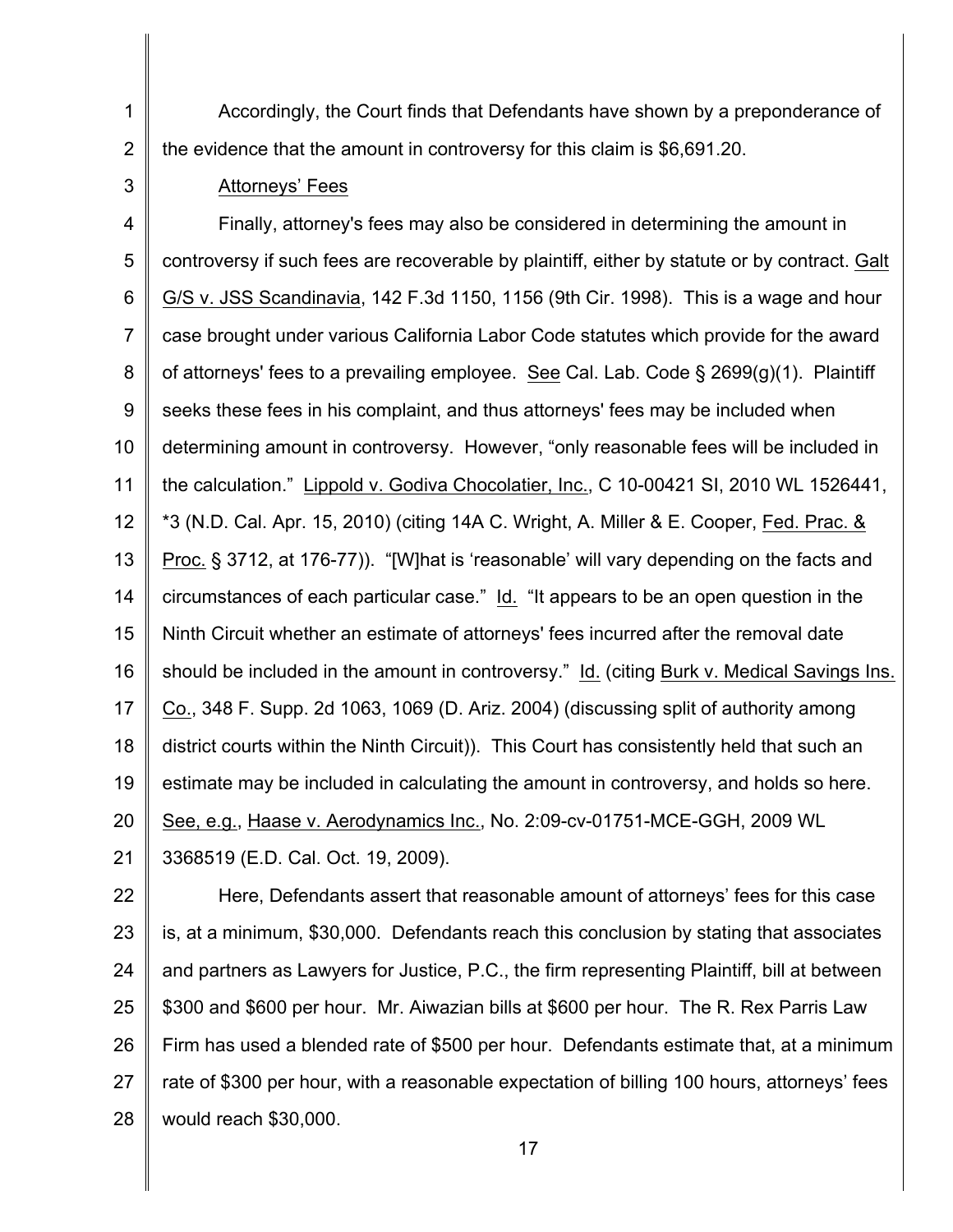Accordingly, the Court finds that Defendants have shown by a preponderance of the evidence that the amount in controversy for this claim is $6,691.20.

Attorneys' Fees

Finally, attorney's fees may also be considered in determining the amount in controversy if such fees are recoverable by plaintiff, either by statute or by contract. Galt G/S v. JSS Scandinavia, 142 F.3d 1150, 1156 (9th Cir. 1998). This is a wage and hour case brought under various California Labor Code statutes which provide for the award of attorneys' fees to a prevailing employee. See Cal. Lab. Code § 2699(g)(1). Plaintiff seeks these fees in his complaint, and thus attorneys' fees may be included when determining amount in controversy. However, "only reasonable fees will be included in the calculation." Lippold v. Godiva Chocolatier, Inc., C 10-00421 SI, 2010 WL 1526441, *3 (N.D. Cal. Apr. 15, 2010) (citing 14A C. Wright, A. Miller & E. Cooper, Fed. Prac. & Proc. § 3712, at 176-77)). "[W]hat is 'reasonable' will vary depending on the facts and circumstances of each particular case." Id. "It appears to be an open question in the Ninth Circuit whether an estimate of attorneys' fees incurred after the removal date should be included in the amount in controversy." Id. (citing Burk v. Medical Savings Ins. Co., 348 F. Supp. 2d 1063, 1069 (D. Ariz. 2004) (discussing split of authority among district courts within the Ninth Circuit)). This Court has consistently held that such an estimate may be included in calculating the amount in controversy, and holds so here. See, e.g., Haase v. Aerodynamics Inc., No. 2:09-cv-01751-MCE-GGH, 2009 WL 3368519 (E.D. Cal. Oct. 19, 2009).

Here, Defendants assert that reasonable amount of attorneys' fees for this case is, at a minimum, $30,000. Defendants reach this conclusion by stating that associates and partners as Lawyers for Justice, P.C., the firm representing Plaintiff, bill at between $300 and $600 per hour. Mr. Aiwazian bills at $600 per hour. The R. Rex Parris Law Firm has used a blended rate of $500 per hour. Defendants estimate that, at a minimum rate of $300 per hour, with a reasonable expectation of billing 100 hours, attorneys' fees would reach $30,000.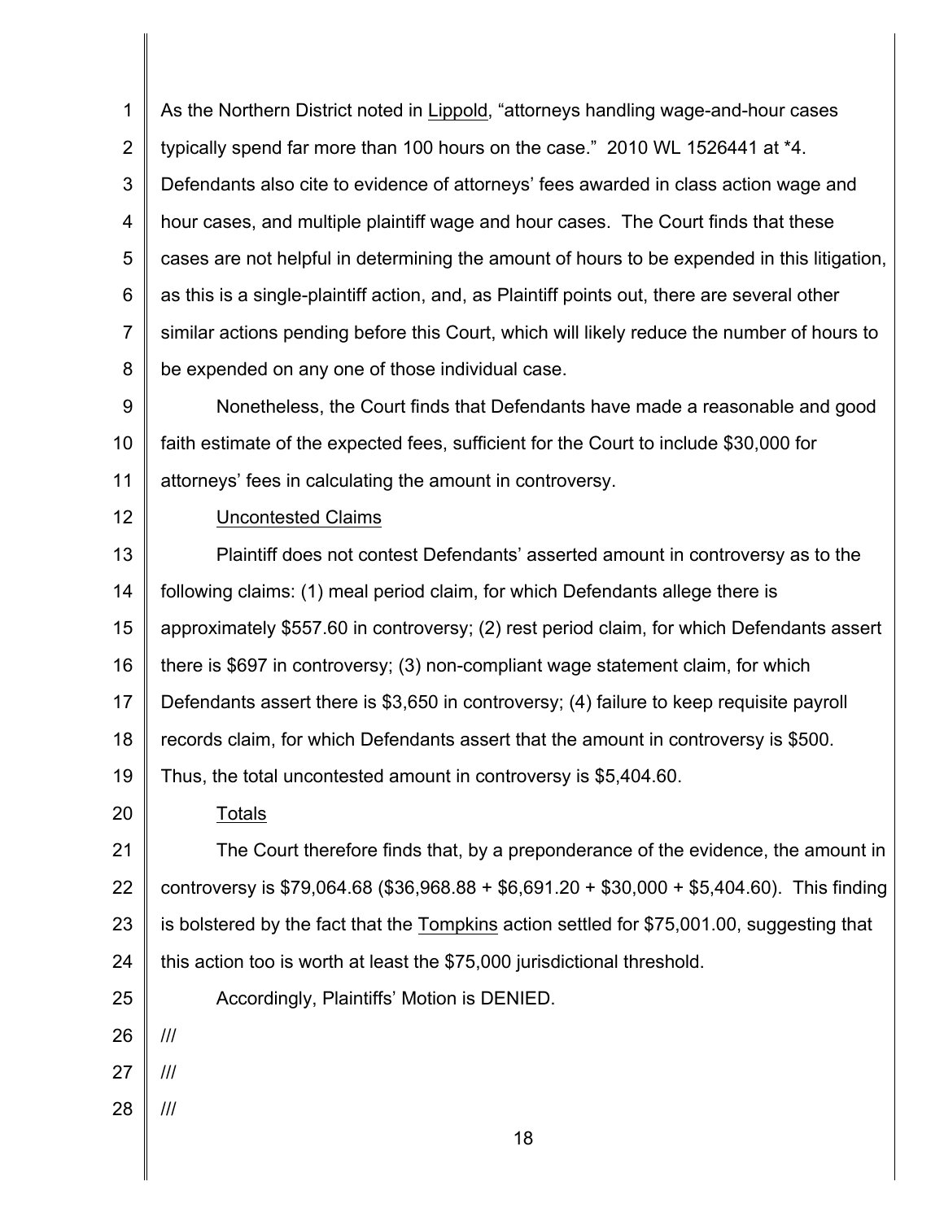As the Northern District noted in Lippold, "attorneys handling wage-and-hour cases typically spend far more than 100 hours on the case." 2010 WL 1526441 at *4. Defendants also cite to evidence of attorneys' fees awarded in class action wage and hour cases, and multiple plaintiff wage and hour cases. The Court finds that these cases are not helpful in determining the amount of hours to be expended in this litigation, as this is a single-plaintiff action, and, as Plaintiff points out, there are several other similar actions pending before this Court, which will likely reduce the number of hours to be expended on any one of those individual case.

Nonetheless, the Court finds that Defendants have made a reasonable and good faith estimate of the expected fees, sufficient for the Court to include $30,000 for attorneys' fees in calculating the amount in controversy.

Uncontested Claims

Plaintiff does not contest Defendants' asserted amount in controversy as to the following claims: (1) meal period claim, for which Defendants allege there is approximately $557.60 in controversy; (2) rest period claim, for which Defendants assert there is $697 in controversy; (3) non-compliant wage statement claim, for which Defendants assert there is $3,650 in controversy; (4) failure to keep requisite payroll records claim, for which Defendants assert that the amount in controversy is $500. Thus, the total uncontested amount in controversy is $5,404.60.

Totals

The Court therefore finds that, by a preponderance of the evidence, the amount in controversy is $79,064.68 ($36,968.88 + $6,691.20 + $30,000 + $5,404.60). This finding is bolstered by the fact that the Tompkins action settled for $75,001.00, suggesting that this action too is worth at least the $75,000 jurisdictional threshold.

Accordingly, Plaintiffs' Motion is DENIED.

///

///

///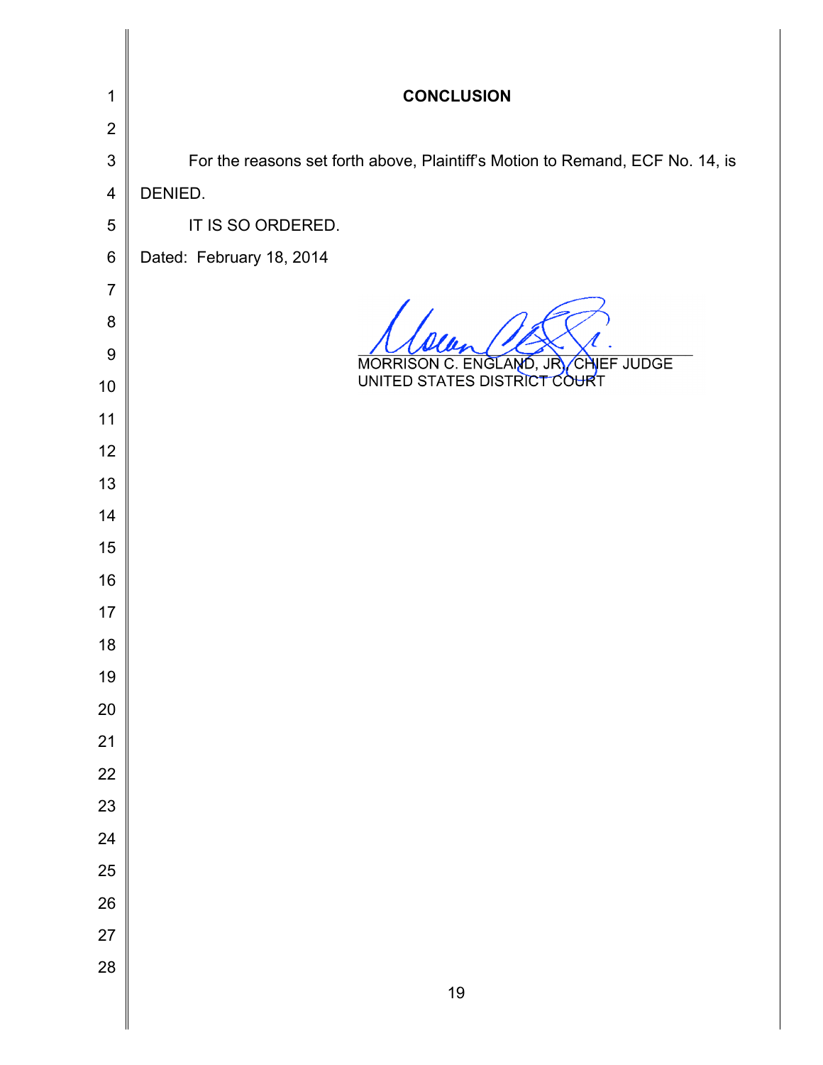## CONCLUSION

For the reasons set forth above, Plaintiff's Motion to Remand, ECF No. 14, is DENIED.

IT IS SO ORDERED.

Dated: February 18, 2014

MORRISON C. ENGLAND, JR, CHIEF JUDGE
UNITED STATES DISTRICT COURT